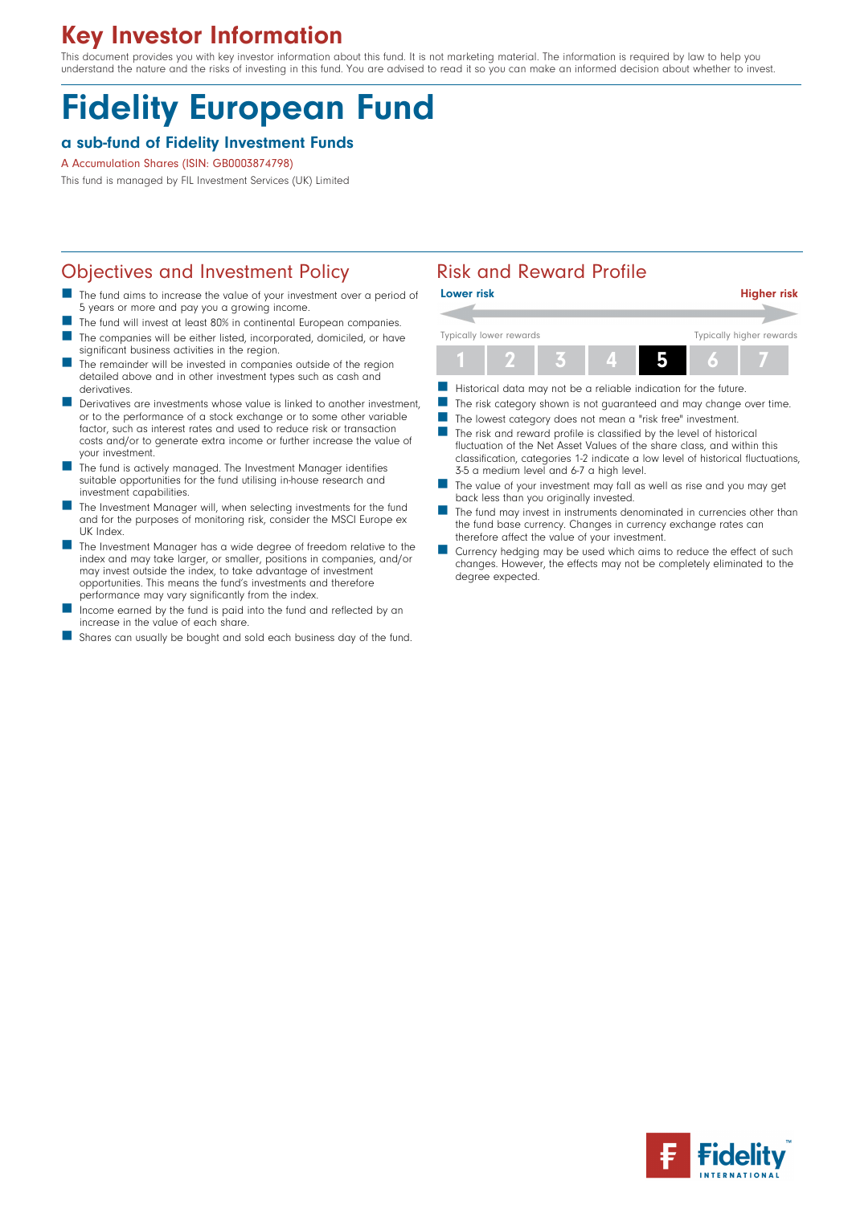# Key Investor Information

This document provides you with key investor information about this fund. It is not marketing material. The information is required by law to help you understand the nature and the risks of investing in this fund. You are advised to read it so you can make an informed decision about whether to invest.

# Fidelity European Fund

### a sub-fund of Fidelity Investment Funds

A Accumulation Shares (ISIN: GB0003874798)

This fund is managed by FIL Investment Services (UK) Limited

## Objectives and Investment Policy

- The fund aims to increase the value of your investment over a period of 5 years or more and pay you a growing income.
- The fund will invest at least 80% in continental European companies.
- The companies will be either listed, incorporated, domiciled, or have significant business activities in the region.
- The remainder will be invested in companies outside of the region detailed above and in other investment types such as cash and derivatives.
- Derivatives are investments whose value is linked to another investment, or to the performance of a stock exchange or to some other variable factor, such as interest rates and used to reduce risk or transaction costs and/or to generate extra income or further increase the value of your investment.
- The fund is actively managed. The Investment Manager identifies suitable opportunities for the fund utilising in-house research and investment capabilities.
- The Investment Manager will, when selecting investments for the fund and for the purposes of monitoring risk, consider the MSCI Europe ex UK Index.
- The Investment Manager has a wide degree of freedom relative to the index and may take larger, or smaller, positions in companies, and/or may invest outside the index, to take advantage of investment opportunities. This means the fund's investments and therefore performance may vary significantly from the index.
- Income earned by the fund is paid into the fund and reflected by an increase in the value of each share.
- Shares can usually be bought and sold each business day of the fund.

## Risk and Reward Profile

| Lower risk | | | | | | Higher risk |
|---|---|---|---|---|---|---|
| Typically lower rewards | | | | | | Typically higher rewards |
| 1 | 2 | 3 | 4 | **5** | 6 | 7 |

- Historical data may not be a reliable indication for the future.
- The risk category shown is not guaranteed and may change over time.
- The lowest category does not mean a "risk free" investment.
- The risk and reward profile is classified by the level of historical fluctuation of the Net Asset Values of the share class, and within this classification, categories 1-2 indicate a low level of historical fluctuations, 3-5 a medium level and 6-7 a high level.
- The value of your investment may fall as well as rise and you may get back less than you originally invested.
- The fund may invest in instruments denominated in currencies other than the fund base currency. Changes in currency exchange rates can therefore affect the value of your investment.
- Currency hedging may be used which aims to reduce the effect of such changes. However, the effects may not be completely eliminated to the degree expected.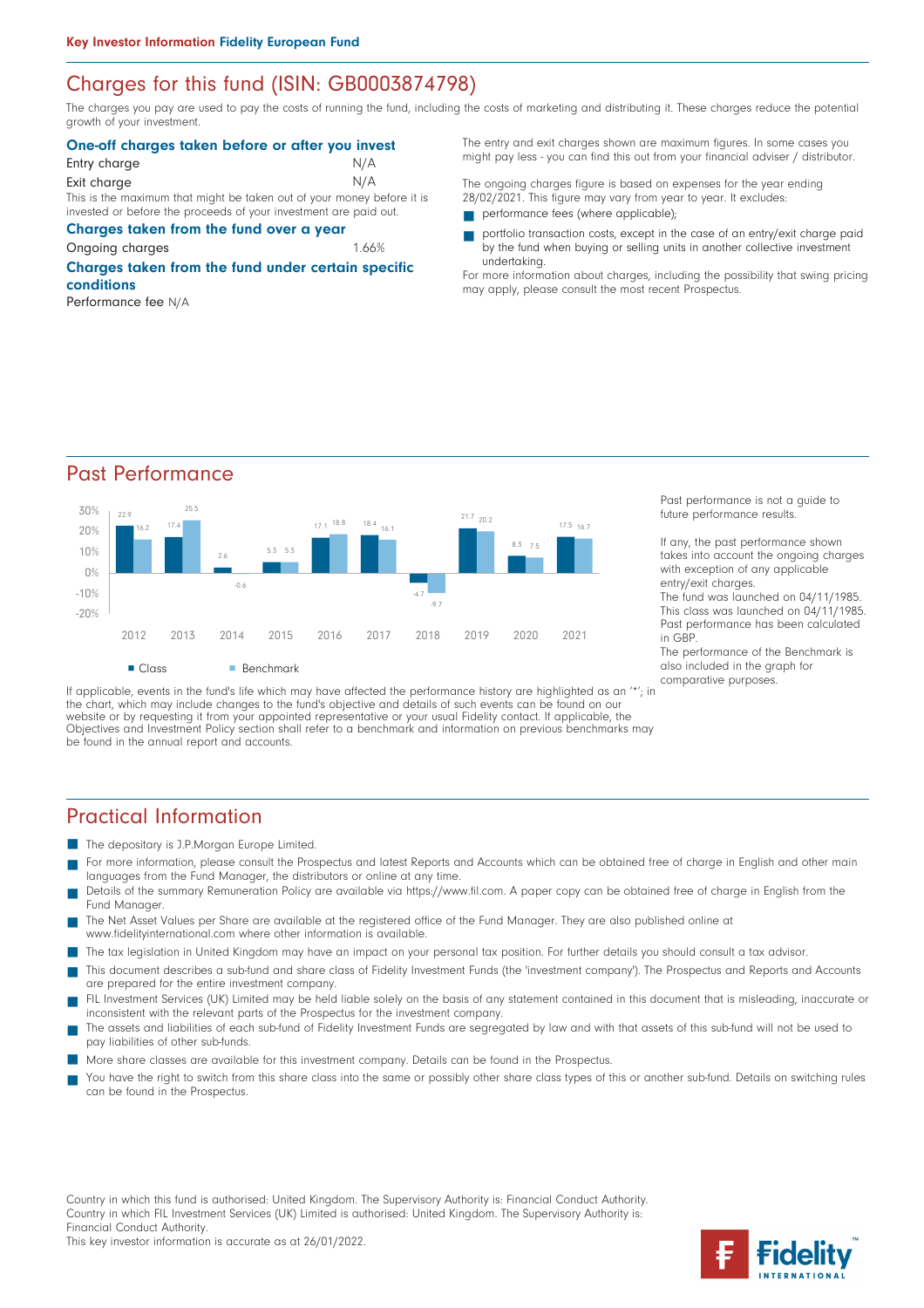## Charges for this fund (ISIN: GB0003874798)

The charges you pay are used to pay the costs of running the fund, including the costs of marketing and distributing it. These charges reduce the potential growth of your investment.

### One-off charges taken before or after you invest

| | |
|---|---|
| Entry charge | N/A |
| Exit charge | N/A |

This is the maximum that might be taken out of your money before it is invested or before the proceeds of your investment are paid out.

### Charges taken from the fund over a year

| | |
|---|---|
| Ongoing charges | 1.66% |

### Charges taken from the fund under certain specific conditions

Performance fee N/A

The entry and exit charges shown are maximum figures. In some cases you might pay less - you can find this out from your financial adviser / distributor.

The ongoing charges figure is based on expenses for the year ending 28/02/2021. This figure may vary from year to year. It excludes:

- performance fees (where applicable);
- portfolio transaction costs, except in the case of an entry/exit charge paid by the fund when buying or selling units in another collective investment undertaking.

For more information about charges, including the possibility that swing pricing may apply, please consult the most recent Prospectus.

## Past Performance

30%
20%
10%
0%
-10%
-20%

2012: 22.9, 16.2
2013: 17.4, 25.5
2014: 2.6, -0.6
2015: 5.3, 5.3
2016: 17.1, 18.8
2017: 18.4, 16.1
2018: -4.7, -9.7
2019: 21.7, 20.2
2020: 8.3, 7.5
2021: 17.5, 16.7

Class
Benchmark

If applicable, events in the fund's life which may have affected the performance history are highlighted as an '*'; in the chart, which may include changes to the fund's objective and details of such events can be found on our website or by requesting it from your appointed representative or your usual Fidelity contact. If applicable, the Objectives and Investment Policy section shall refer to a benchmark and information on previous benchmarks may be found in the annual report and accounts.

Past performance is not a guide to future performance results.

If any, the past performance shown takes into account the ongoing charges with exception of any applicable entry/exit charges.
The fund was launched on 04/11/1985. This class was launched on 04/11/1985. Past performance has been calculated in GBP.
The performance of the Benchmark is also included in the graph for comparative purposes.

## Practical Information

- The depositary is J.P.Morgan Europe Limited.
- For more information, please consult the Prospectus and latest Reports and Accounts which can be obtained free of charge in English and other main languages from the Fund Manager, the distributors or online at any time.
- Details of the summary Remuneration Policy are available via https://www.fil.com. A paper copy can be obtained free of charge in English from the Fund Manager.
- The Net Asset Values per Share are available at the registered office of the Fund Manager. They are also published online at www.fidelityinternational.com where other information is available.
- The tax legislation in United Kingdom may have an impact on your personal tax position. For further details you should consult a tax advisor.
- This document describes a sub-fund and share class of Fidelity Investment Funds (the 'investment company'). The Prospectus and Reports and Accounts are prepared for the entire investment company.
- FIL Investment Services (UK) Limited may be held liable solely on the basis of any statement contained in this document that is misleading, inaccurate or inconsistent with the relevant parts of the Prospectus for the investment company.
- The assets and liabilities of each sub-fund of Fidelity Investment Funds are segregated by law and with that assets of this sub-fund will not be used to pay liabilities of other sub-funds.
- More share classes are available for this investment company. Details can be found in the Prospectus.
- You have the right to switch from this share class into the same or possibly other share class types of this or another sub-fund. Details on switching rules can be found in the Prospectus.

Country in which this fund is authorised: United Kingdom. The Supervisory Authority is: Financial Conduct Authority.
Country in which FIL Investment Services (UK) Limited is authorised: United Kingdom. The Supervisory Authority is: Financial Conduct Authority.
This key investor information is accurate as at 26/01/2022.